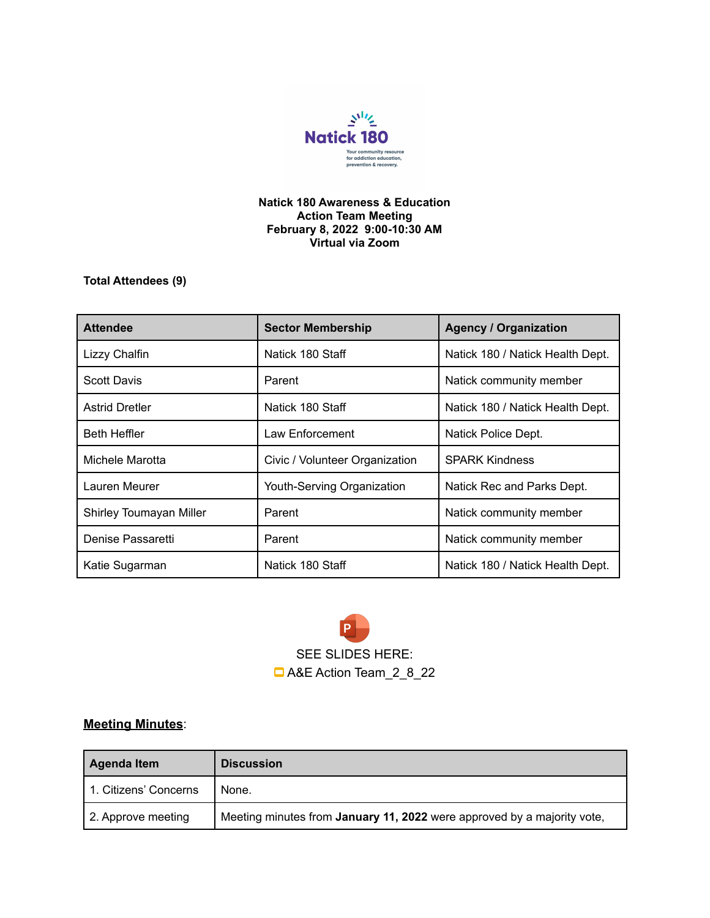Natick 180

Your community resource for addiction education, prevention & recovery.

**Natick 180 Awareness & Education**
**Action Team Meeting**
**February 8, 2022 9:00-10:30 AM**
**Virtual via Zoom**

**Total Attendees (9)**

| Attendee | Sector Membership | Agency / Organization |
|---|---|---|
| Lizzy Chalfin | Natick 180 Staff | Natick 180 / Natick Health Dept. |
| Scott Davis | Parent | Natick community member |
| Astrid Dretler | Natick 180 Staff | Natick 180 / Natick Health Dept. |
| Beth Heffler | Law Enforcement | Natick Police Dept. |
| Michele Marotta | Civic / Volunteer Organization | SPARK Kindness |
| Lauren Meurer | Youth-Serving Organization | Natick Rec and Parks Dept. |
| Shirley Toumayan Miller | Parent | Natick community member |
| Denise Passaretti | Parent | Natick community member |
| Katie Sugarman | Natick 180 Staff | Natick 180 / Natick Health Dept. |

SEE SLIDES HERE:
A&E Action Team_2_8_22

**Meeting Minutes**:

| Agenda Item | Discussion |
|---|---|
| 1. Citizens' Concerns | None. |
| 2. Approve meeting | Meeting minutes from **January 11, 2022** were approved by a majority vote, |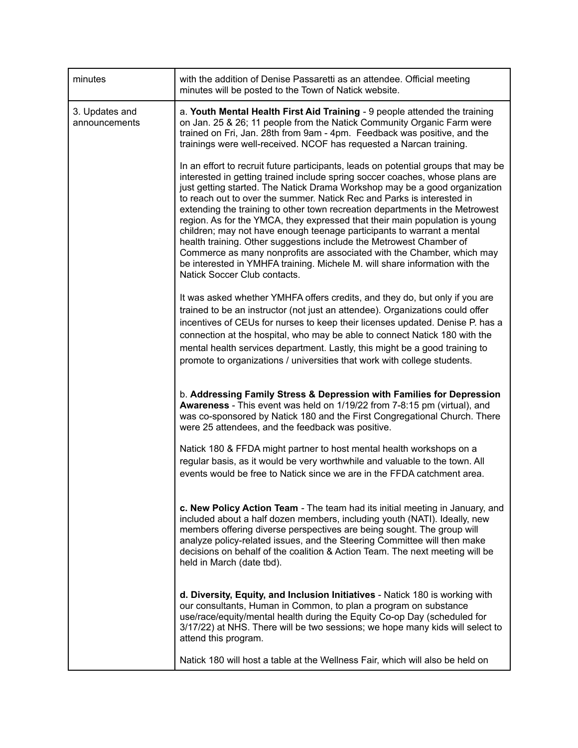| minutes | with the addition of Denise Passaretti as an attendee. Official meeting minutes will be posted to the Town of Natick website. |
|---|---|
| 3. Updates and announcements | a. **Youth Mental Health First Aid Training** - 9 people attended the training on Jan. 25 & 26; 11 people from the Natick Community Organic Farm were trained on Fri, Jan. 28th from 9am - 4pm. Feedback was positive, and the trainings were well-received. NCOF has requested a Narcan training.<br><br>In an effort to recruit future participants, leads on potential groups that may be interested in getting trained include spring soccer coaches, whose plans are just getting started. The Natick Drama Workshop may be a good organization to reach out to over the summer. Natick Rec and Parks is interested in extending the training to other town recreation departments in the Metrowest region. As for the YMCA, they expressed that their main population is young children; may not have enough teenage participants to warrant a mental health training. Other suggestions include the Metrowest Chamber of Commerce as many nonprofits are associated with the Chamber, which may be interested in YMHFA training. Michele M. will share information with the Natick Soccer Club contacts.<br><br>It was asked whether YMHFA offers credits, and they do, but only if you are trained to be an instructor (not just an attendee). Organizations could offer incentives of CEUs for nurses to keep their licenses updated. Denise P. has a connection at the hospital, who may be able to connect Natick 180 with the mental health services department. Lastly, this might be a good training to promote to organizations / universities that work with college students.<br><br>b. **Addressing Family Stress & Depression with Families for Depression Awareness** - This event was held on 1/19/22 from 7-8:15 pm (virtual), and was co-sponsored by Natick 180 and the First Congregational Church. There were 25 attendees, and the feedback was positive.<br><br>Natick 180 & FFDA might partner to host mental health workshops on a regular basis, as it would be very worthwhile and valuable to the town. All events would be free to Natick since we are in the FFDA catchment area.<br><br>**c. New Policy Action Team** - The team had its initial meeting in January, and included about a half dozen members, including youth (NATI). Ideally, new members offering diverse perspectives are being sought. The group will analyze policy-related issues, and the Steering Committee will then make decisions on behalf of the coalition & Action Team. The next meeting will be held in March (date tbd).<br><br>**d. Diversity, Equity, and Inclusion Initiatives** - Natick 180 is working with our consultants, Human in Common, to plan a program on substance use/race/equity/mental health during the Equity Co-op Day (scheduled for 3/17/22) at NHS. There will be two sessions; we hope many kids will select to attend this program.<br><br>Natick 180 will host a table at the Wellness Fair, which will also be held on |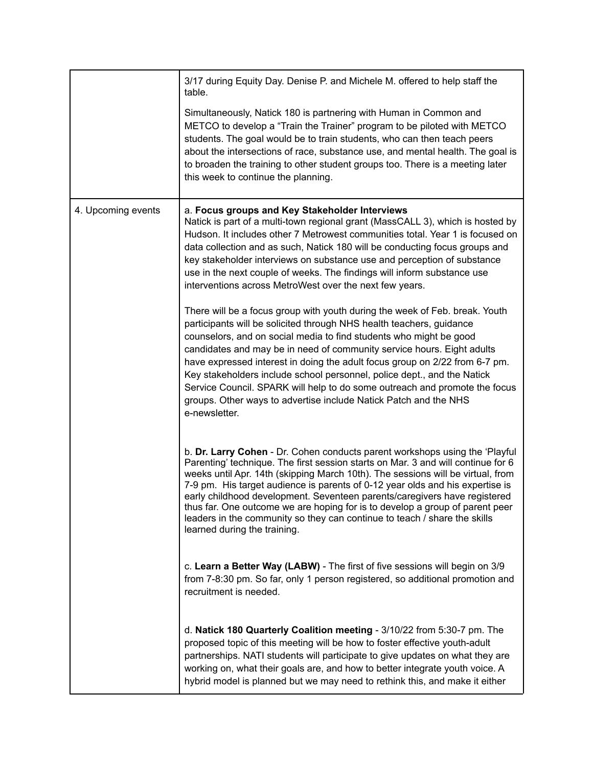| | |
|---|---|
| | 3/17 during Equity Day. Denise P. and Michele M. offered to help staff the table.<br><br>Simultaneously, Natick 180 is partnering with Human in Common and METCO to develop a "Train the Trainer" program to be piloted with METCO students. The goal would be to train students, who can then teach peers about the intersections of race, substance use, and mental health. The goal is to broaden the training to other student groups too. There is a meeting later this week to continue the planning. |
| 4. Upcoming events | a. **Focus groups and Key Stakeholder Interviews**<br>Natick is part of a multi-town regional grant (MassCALL 3), which is hosted by Hudson. It includes other 7 Metrowest communities total. Year 1 is focused on data collection and as such, Natick 180 will be conducting focus groups and key stakeholder interviews on substance use and perception of substance use in the next couple of weeks. The findings will inform substance use interventions across MetroWest over the next few years.<br><br>There will be a focus group with youth during the week of Feb. break. Youth participants will be solicited through NHS health teachers, guidance counselors, and on social media to find students who might be good candidates and may be in need of community service hours. Eight adults have expressed interest in doing the adult focus group on 2/22 from 6-7 pm. Key stakeholders include school personnel, police dept., and the Natick Service Council. SPARK will help to do some outreach and promote the focus groups. Other ways to advertise include Natick Patch and the NHS e-newsletter.<br><br>b. **Dr. Larry Cohen** - Dr. Cohen conducts parent workshops using the 'Playful Parenting' technique. The first session starts on Mar. 3 and will continue for 6 weeks until Apr. 14th (skipping March 10th). The sessions will be virtual, from 7-9 pm. His target audience is parents of 0-12 year olds and his expertise is early childhood development. Seventeen parents/caregivers have registered thus far. One outcome we are hoping for is to develop a group of parent peer leaders in the community so they can continue to teach / share the skills learned during the training.<br><br>c. **Learn a Better Way (LABW)** - The first of five sessions will begin on 3/9 from 7-8:30 pm. So far, only 1 person registered, so additional promotion and recruitment is needed.<br><br>d. **Natick 180 Quarterly Coalition meeting** - 3/10/22 from 5:30-7 pm. The proposed topic of this meeting will be how to foster effective youth-adult partnerships. NATI students will participate to give updates on what they are working on, what their goals are, and how to better integrate youth voice. A hybrid model is planned but we may need to rethink this, and make it either |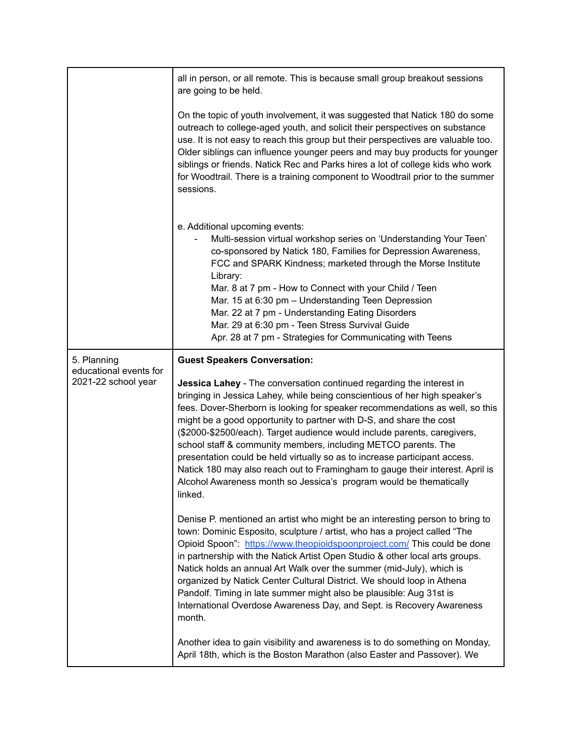| | |
|---|---|
| | all in person, or all remote. This is because small group breakout sessions are going to be held.<br><br>On the topic of youth involvement, it was suggested that Natick 180 do some outreach to college-aged youth, and solicit their perspectives on substance use. It is not easy to reach this group but their perspectives are valuable too. Older siblings can influence younger peers and may buy products for younger siblings or friends. Natick Rec and Parks hires a lot of college kids who work for Woodtrail. There is a training component to Woodtrail prior to the summer sessions.<br><br>e. Additional upcoming events:<br>- Multi-session virtual workshop series on 'Understanding Your Teen' co-sponsored by Natick 180, Families for Depression Awareness, FCC and SPARK Kindness; marketed through the Morse Institute Library:<br>Mar. 8 at 7 pm - How to Connect with your Child / Teen<br>Mar. 15 at 6:30 pm – Understanding Teen Depression<br>Mar. 22 at 7 pm - Understanding Eating Disorders<br>Mar. 29 at 6:30 pm - Teen Stress Survival Guide<br>Apr. 28 at 7 pm - Strategies for Communicating with Teens |
| 5. Planning educational events for 2021-22 school year | **Guest Speakers Conversation:**<br><br>**Jessica Lahey** - The conversation continued regarding the interest in bringing in Jessica Lahey, while being conscientious of her high speaker's fees. Dover-Sherborn is looking for speaker recommendations as well, so this might be a good opportunity to partner with D-S, and share the cost ($2000-$2500/each). Target audience would include parents, caregivers, school staff & community members, including METCO parents. The presentation could be held virtually so as to increase participant access. Natick 180 may also reach out to Framingham to gauge their interest. April is Alcohol Awareness month so Jessica's program would be thematically linked.<br><br>Denise P. mentioned an artist who might be an interesting person to bring to town: Dominic Esposito, sculpture / artist, who has a project called "The Opioid Spoon": [https://www.theopioidspoonproject.com/](https://www.theopioidspoonproject.com/) This could be done in partnership with the Natick Artist Open Studio & other local arts groups. Natick holds an annual Art Walk over the summer (mid-July), which is organized by Natick Center Cultural District. We should loop in Athena Pandolf. Timing in late summer might also be plausible: Aug 31st is International Overdose Awareness Day, and Sept. is Recovery Awareness month.<br><br>Another idea to gain visibility and awareness is to do something on Monday, April 18th, which is the Boston Marathon (also Easter and Passover). We |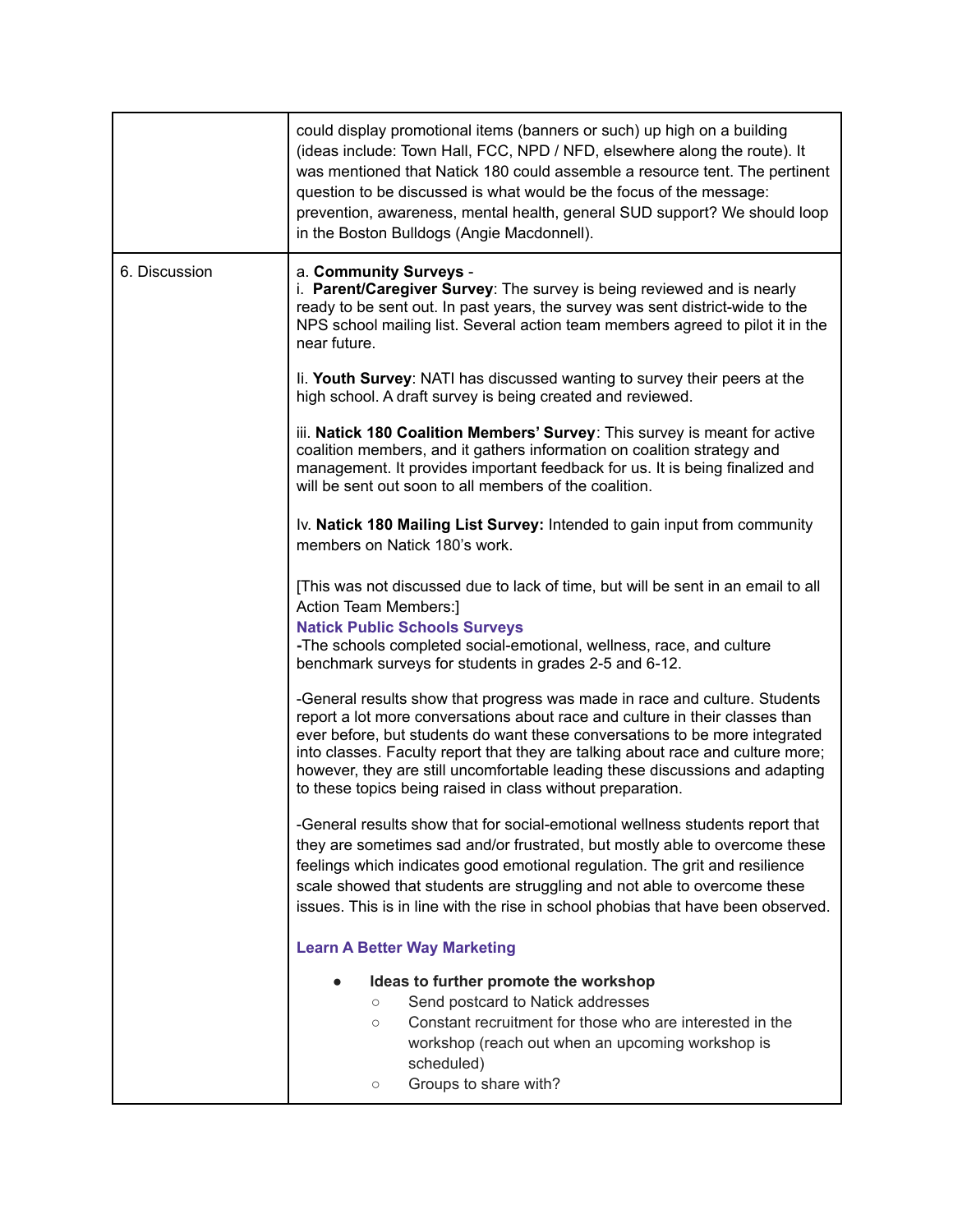| | |
|---|---|
| | could display promotional items (banners or such) up high on a building (ideas include: Town Hall, FCC, NPD / NFD, elsewhere along the route). It was mentioned that Natick 180 could assemble a resource tent. The pertinent question to be discussed is what would be the focus of the message: prevention, awareness, mental health, general SUD support? We should loop in the Boston Bulldogs (Angie Macdonnell). |
| 6. Discussion | a. **Community Surveys** -<br>i. **Parent/Caregiver Survey**: The survey is being reviewed and is nearly ready to be sent out. In past years, the survey was sent district-wide to the NPS school mailing list. Several action team members agreed to pilot it in the near future.<br><br>Ii. **Youth Survey**: NATI has discussed wanting to survey their peers at the high school. A draft survey is being created and reviewed.<br><br>iii. **Natick 180 Coalition Members' Survey**: This survey is meant for active coalition members, and it gathers information on coalition strategy and management. It provides important feedback for us. It is being finalized and will be sent out soon to all members of the coalition.<br><br>Iv. **Natick 180 Mailing List Survey:** Intended to gain input from community members on Natick 180's work.<br><br>[This was not discussed due to lack of time, but will be sent in an email to all Action Team Members:]<br>**Natick Public Schools Surveys**<br>-The schools completed social-emotional, wellness, race, and culture benchmark surveys for students in grades 2-5 and 6-12.<br><br>-General results show that progress was made in race and culture. Students report a lot more conversations about race and culture in their classes than ever before, but students do want these conversations to be more integrated into classes. Faculty report that they are talking about race and culture more; however, they are still uncomfortable leading these discussions and adapting to these topics being raised in class without preparation.<br><br>-General results show that for social-emotional wellness students report that they are sometimes sad and/or frustrated, but mostly able to overcome these feelings which indicates good emotional regulation. The grit and resilience scale showed that students are struggling and not able to overcome these issues. This is in line with the rise in school phobias that have been observed.<br><br>**Learn A Better Way Marketing**<br><br>● **Ideas to further promote the workshop**<br>○ Send postcard to Natick addresses<br>○ Constant recruitment for those who are interested in the workshop (reach out when an upcoming workshop is scheduled)<br>○ Groups to share with? |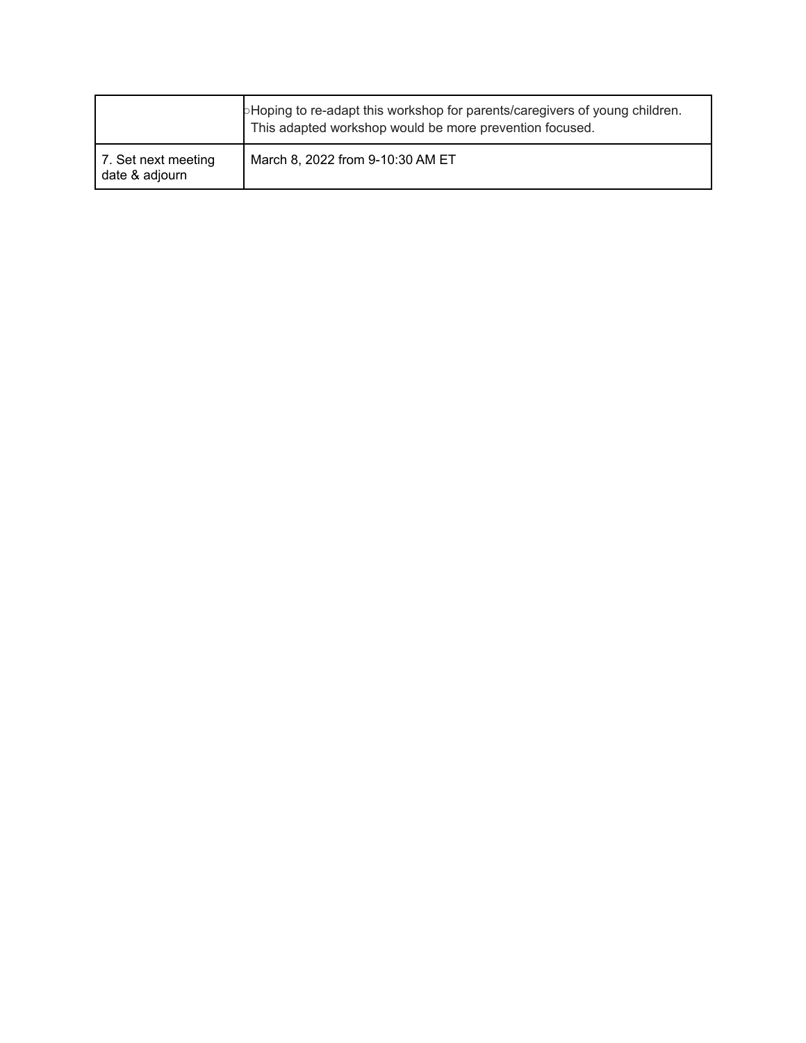| | |
|---|---|
| | ○ Hoping to re-adapt this workshop for parents/caregivers of young children. This adapted workshop would be more prevention focused. |
| 7. Set next meeting date & adjourn | March 8, 2022 from 9-10:30 AM ET |